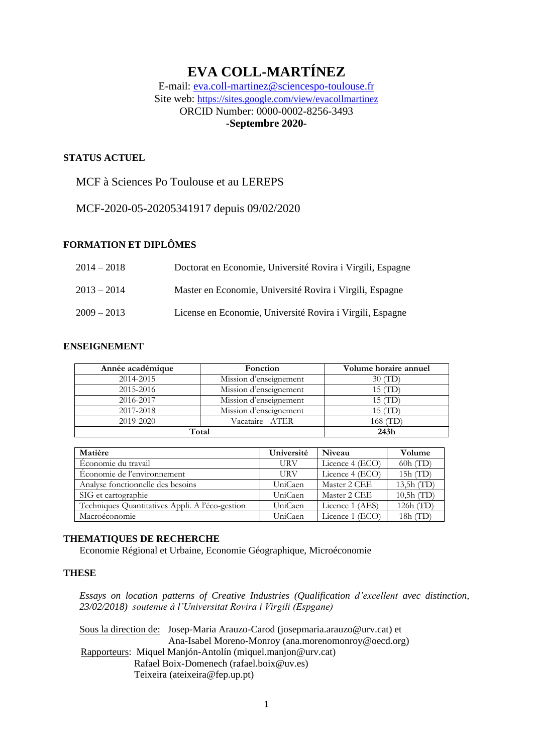# EVA COLL-MARTÍNEZ

E-mail: eva.coll-martinez@sciencespo-toulouse.fr
Site web: https://sites.google.com/view/evacollmartinez
ORCID Number: 0000-0002-8256-3493
**-Septembre 2020-**

## STATUS ACTUEL

MCF à Sciences Po Toulouse et au LEREPS

MCF-2020-05-20205341917 depuis 09/02/2020

## FORMATION ET DIPLÔMES

2014 – 2018 Doctorat en Economie, Université Rovira i Virgili, Espagne

2013 – 2014 Master en Economie, Université Rovira i Virgili, Espagne

2009 – 2013 License en Economie, Université Rovira i Virgili, Espagne

## ENSEIGNEMENT

| Année académique | Fonction | Volume horaire annuel |
|---|---|---|
| 2014-2015 | Mission d'enseignement | 30 (TD) |
| 2015-2016 | Mission d'enseignement | 15 (TD) |
| 2016-2017 | Mission d'enseignement | 15 (TD) |
| 2017-2018 | Mission d'enseignement | 15 (TD) |
| 2019-2020 | Vacataire - ATER | 168 (TD) |
| **Total** | | **243h** |

| Matière | Université | Niveau | Volume |
|---|---|---|---|
| Économie du travail | URV | Licence 4 (ECO) | 60h (TD) |
| Économie de l'environnement | URV | Licence 4 (ECO) | 15h (TD) |
| Analyse fonctionnelle des besoins | UniCaen | Master 2 CEE | 13,5h (TD) |
| SIG et cartographie | UniCaen | Master 2 CEE | 10,5h (TD) |
| Techniques Quantitatives Appli. A l'éco-gestion | UniCaen | Licence 1 (AES) | 126h (TD) |
| Macroéconomie | UniCaen | Licence 1 (ECO) | 18h (TD) |

## THEMATIQUES DE RECHERCHE

Economie Régional et Urbaine, Economie Géographique, Microéconomie

## THESE

*Essays on location patterns of Creative Industries (Qualification d'excellent avec distinction, 23/02/2018) soutenue à l'Universitat Rovira i Virgili (Espgane)*

Sous la direction de: Josep-Maria Arauzo-Carod (josepmaria.arauzo@urv.cat) et
Ana-Isabel Moreno-Monroy (ana.morenomonroy@oecd.org)

Rapporteurs: Miquel Manjón-Antolín (miquel.manjon@urv.cat)
Rafael Boix-Domenech (rafael.boix@uv.es)
Teixeira (ateixeira@fep.up.pt)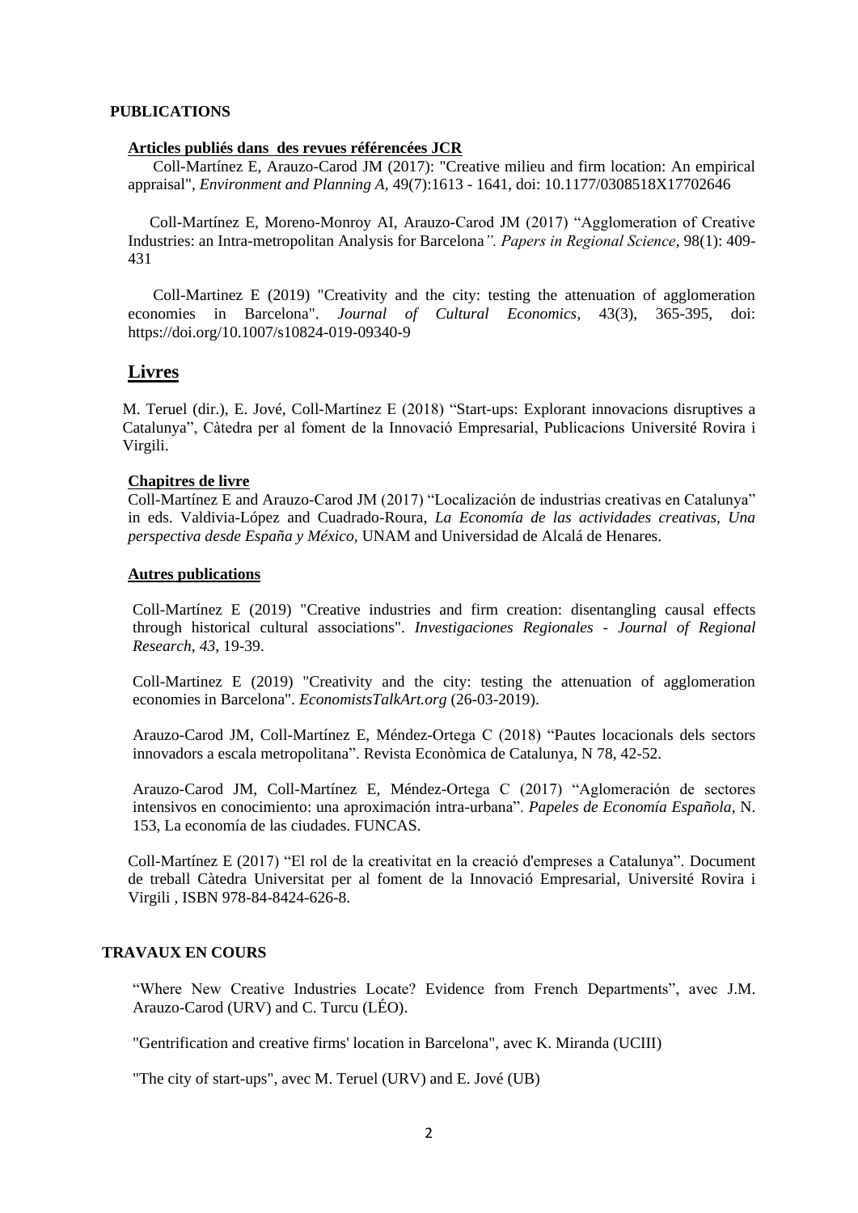## PUBLICATIONS

### Articles publiés dans des revues référencées JCR

Coll-Martínez E, Arauzo-Carod JM (2017): "Creative milieu and firm location: An empirical appraisal", *Environment and Planning A*, 49(7):1613 - 1641, doi: 10.1177/0308518X17702646

Coll-Martínez E, Moreno-Monroy AI, Arauzo-Carod JM (2017) "Agglomeration of Creative Industries: an Intra-metropolitan Analysis for Barcelona*". Papers in Regional Science*, 98(1): 409-431

Coll-Martinez E (2019) "Creativity and the city: testing the attenuation of agglomeration economies in Barcelona". *Journal of Cultural Economics*, 43(3), 365-395, doi: https://doi.org/10.1007/s10824-019-09340-9

## Livres

M. Teruel (dir.), E. Jové, Coll-Martínez E (2018) "Start-ups: Explorant innovacions disruptives a Catalunya", Càtedra per al foment de la Innovació Empresarial, Publicacions Université Rovira i Virgili.

### Chapitres de livre

Coll-Martínez E and Arauzo-Carod JM (2017) "Localización de industrias creativas en Catalunya" in eds. Valdivia-López and Cuadrado-Roura, *La Economía de las actividades creativas, Una perspectiva desde España y México*, UNAM and Universidad de Alcalá de Henares.

### Autres publications

Coll-Martínez E (2019) "Creative industries and firm creation: disentangling causal effects through historical cultural associations". *Investigaciones Regionales - Journal of Regional Research*, *43*, 19-39.

Coll-Martinez E (2019) "Creativity and the city: testing the attenuation of agglomeration economies in Barcelona". *EconomistsTalkArt.org* (26-03-2019).

Arauzo-Carod JM, Coll-Martínez E, Méndez-Ortega C (2018) "Pautes locacionals dels sectors innovadors a escala metropolitana". Revista Econòmica de Catalunya, N 78, 42-52.

Arauzo-Carod JM, Coll-Martínez E, Méndez-Ortega C (2017) "Aglomeración de sectores intensivos en conocimiento: una aproximación intra-urbana". *Papeles de Economía Española*, N. 153, La economía de las ciudades. FUNCAS.

Coll-Martínez E (2017) "El rol de la creativitat en la creació d'empreses a Catalunya". Document de treball Càtedra Universitat per al foment de la Innovació Empresarial, Université Rovira i Virgili , ISBN 978-84-8424-626-8.

## TRAVAUX EN COURS

"Where New Creative Industries Locate? Evidence from French Departments", avec J.M. Arauzo-Carod (URV) and C. Turcu (LÉO).

"Gentrification and creative firms' location in Barcelona", avec K. Miranda (UCIII)

"The city of start-ups", avec M. Teruel (URV) and E. Jové (UB)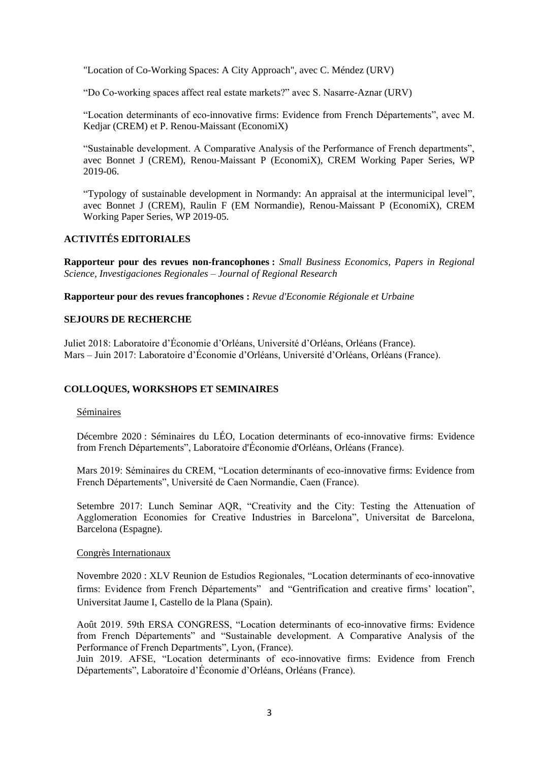"Location of Co-Working Spaces: A City Approach", avec C. Méndez (URV)

"Do Co-working spaces affect real estate markets?" avec S. Nasarre-Aznar (URV)

"Location determinants of eco-innovative firms: Evidence from French Départements", avec M. Kedjar (CREM) et P. Renou-Maissant (EconomiX)

"Sustainable development. A Comparative Analysis of the Performance of French departments", avec Bonnet J (CREM), Renou-Maissant P (EconomiX), CREM Working Paper Series, WP 2019-06.

"Typology of sustainable development in Normandy: An appraisal at the intermunicipal level", avec Bonnet J (CREM), Raulin F (EM Normandie), Renou-Maissant P (EconomiX), CREM Working Paper Series, WP 2019-05.

## ACTIVITÉS EDITORIALES

**Rapporteur pour des revues non-francophones :** *Small Business Economics, Papers in Regional Science, Investigaciones Regionales – Journal of Regional Research*

**Rapporteur pour des revues francophones :** *Revue d'Economie Régionale et Urbaine*

## SEJOURS DE RECHERCHE

Juliet 2018: Laboratoire d'Économie d'Orléans, Université d'Orléans, Orléans (France).
Mars – Juin 2017: Laboratoire d'Économie d'Orléans, Université d'Orléans, Orléans (France).

## COLLOQUES, WORKSHOPS ET SEMINAIRES

### Séminaires

Décembre 2020 : Séminaires du LÉO, Location determinants of eco-innovative firms: Evidence from French Départements", Laboratoire d'Économie d'Orléans, Orléans (France).

Mars 2019: Séminaires du CREM, "Location determinants of eco-innovative firms: Evidence from French Départements", Université de Caen Normandie, Caen (France).

Setembre 2017: Lunch Seminar AQR, "Creativity and the City: Testing the Attenuation of Agglomeration Economies for Creative Industries in Barcelona", Universitat de Barcelona, Barcelona (Espagne).

### Congrès Internationaux

Novembre 2020 : XLV Reunion de Estudios Regionales, "Location determinants of eco-innovative firms: Evidence from French Départements" and "Gentrification and creative firms' location", Universitat Jaume I, Castello de la Plana (Spain).

Août 2019. 59th ERSA CONGRESS, "Location determinants of eco-innovative firms: Evidence from French Départements" and "Sustainable development. A Comparative Analysis of the Performance of French Departments", Lyon, (France).
Juin 2019. AFSE, "Location determinants of eco-innovative firms: Evidence from French Départements", Laboratoire d'Économie d'Orléans, Orléans (France).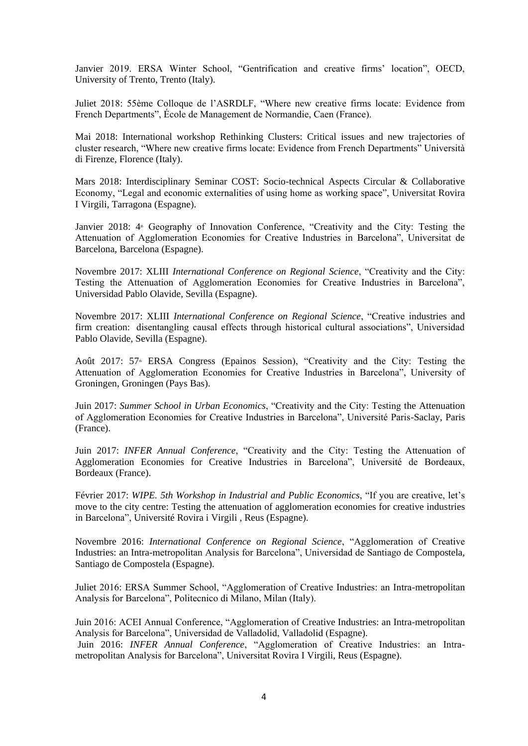Janvier 2019. ERSA Winter School, "Gentrification and creative firms' location", OECD, University of Trento, Trento (Italy).

Juliet 2018: 55ème Colloque de l'ASRDLF, "Where new creative firms locate: Evidence from French Departments", École de Management de Normandie, Caen (France).

Mai 2018: International workshop Rethinking Clusters: Critical issues and new trajectories of cluster research, "Where new creative firms locate: Evidence from French Departments" Università di Firenze, Florence (Italy).

Mars 2018: Interdisciplinary Seminar COST: Socio-technical Aspects Circular & Collaborative Economy, "Legal and economic externalities of using home as working space", Universitat Rovira I Virgili, Tarragona (Espagne).

Janvier 2018: 4th Geography of Innovation Conference, "Creativity and the City: Testing the Attenuation of Agglomeration Economies for Creative Industries in Barcelona", Universitat de Barcelona, Barcelona (Espagne).

Novembre 2017: XLIII *International Conference on Regional Science*, "Creativity and the City: Testing the Attenuation of Agglomeration Economies for Creative Industries in Barcelona", Universidad Pablo Olavide, Sevilla (Espagne).

Novembre 2017: XLIII *International Conference on Regional Science*, "Creative industries and firm creation: disentangling causal effects through historical cultural associations", Universidad Pablo Olavide, Sevilla (Espagne).

Août 2017: 57th ERSA Congress (Epainos Session), "Creativity and the City: Testing the Attenuation of Agglomeration Economies for Creative Industries in Barcelona", University of Groningen, Groningen (Pays Bas).

Juin 2017: *Summer School in Urban Economics*, "Creativity and the City: Testing the Attenuation of Agglomeration Economies for Creative Industries in Barcelona", Université Paris-Saclay, Paris (France).

Juin 2017: *INFER Annual Conference*, "Creativity and the City: Testing the Attenuation of Agglomeration Economies for Creative Industries in Barcelona", Université de Bordeaux, Bordeaux (France).

Février 2017: *WIPE. 5th Workshop in Industrial and Public Economics*, "If you are creative, let's move to the city centre: Testing the attenuation of agglomeration economies for creative industries in Barcelona", Université Rovira i Virgili , Reus (Espagne).

Novembre 2016: *International Conference on Regional Science*, "Agglomeration of Creative Industries: an Intra-metropolitan Analysis for Barcelona", Universidad de Santiago de Compostela, Santiago de Compostela (Espagne).

Juliet 2016: ERSA Summer School, "Agglomeration of Creative Industries: an Intra-metropolitan Analysis for Barcelona", Politecnico di Milano, Milan (Italy).

Juin 2016: ACEI Annual Conference, "Agglomeration of Creative Industries: an Intra-metropolitan Analysis for Barcelona", Universidad de Valladolid, Valladolid (Espagne).

Juin 2016: *INFER Annual Conference*, "Agglomeration of Creative Industries: an Intra-metropolitan Analysis for Barcelona", Universitat Rovira I Virgili, Reus (Espagne).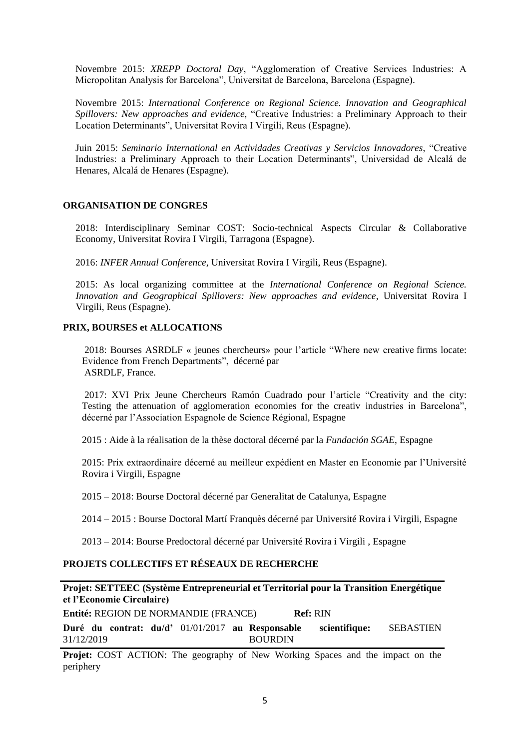Novembre 2015: *XREPP Doctoral Day*, “Agglomeration of Creative Services Industries: A Micropolitan Analysis for Barcelona”, Universitat de Barcelona, Barcelona (Espagne).

Novembre 2015: *International Conference on Regional Science. Innovation and Geographical Spillovers: New approaches and evidence,* “Creative Industries: a Preliminary Approach to their Location Determinants”, Universitat Rovira I Virgili, Reus (Espagne).

Juin 2015: *Seminario International en Actividades Creativas y Servicios Innovadores*, “Creative Industries: a Preliminary Approach to their Location Determinants”, Universidad de Alcalá de Henares, Alcalá de Henares (Espagne).

## ORGANISATION DE CONGRES

2018: Interdisciplinary Seminar COST: Socio-technical Aspects Circular & Collaborative Economy, Universitat Rovira I Virgili, Tarragona (Espagne).

2016: *INFER Annual Conference*, Universitat Rovira I Virgili, Reus (Espagne).

2015: As local organizing committee at the *International Conference on Regional Science. Innovation and Geographical Spillovers: New approaches and evidence*, Universitat Rovira I Virgili, Reus (Espagne).

## PRIX, BOURSES et ALLOCATIONS

2018: Bourses ASRDLF « jeunes chercheurs» pour l’article “Where new creative firms locate: Evidence from French Departments”, décerné par ASRDLF, France.

2017: XVI Prix Jeune Chercheurs Ramón Cuadrado pour l’article “Creativity and the city: Testing the attenuation of agglomeration economies for the creativ industries in Barcelona”, décerné par l’Association Espagnole de Science Régional, Espagne

2015 : Aide à la réalisation de la thèse doctoral décerné par la *Fundación SGAE*, Espagne

2015: Prix extraordinaire décerné au meilleur expédient en Master en Economie par l’Université Rovira i Virgili, Espagne

2015 – 2018: Bourse Doctoral décerné par Generalitat de Catalunya, Espagne

2014 – 2015 : Bourse Doctoral Martí Franquès décerné par Université Rovira i Virgili, Espagne

2013 – 2014: Bourse Predoctoral décerné par Université Rovira i Virgili , Espagne

## PROJETS COLLECTIFS ET RÉSEAUX DE RECHERCHE

**Projet: SETTEEC (Système Entrepreneurial et Territorial pour la Transition Energétique et l’Economie Circulaire)**

**Entité:** REGION DE NORMANDIE (FRANCE) **Ref:** RIN

**Duré du contrat: du/d’** 01/01/2017 **au** 31/12/2019 **Responsable scientifique:** SEBASTIEN BOURDIN

**Projet:** COST ACTION: The geography of New Working Spaces and the impact on the periphery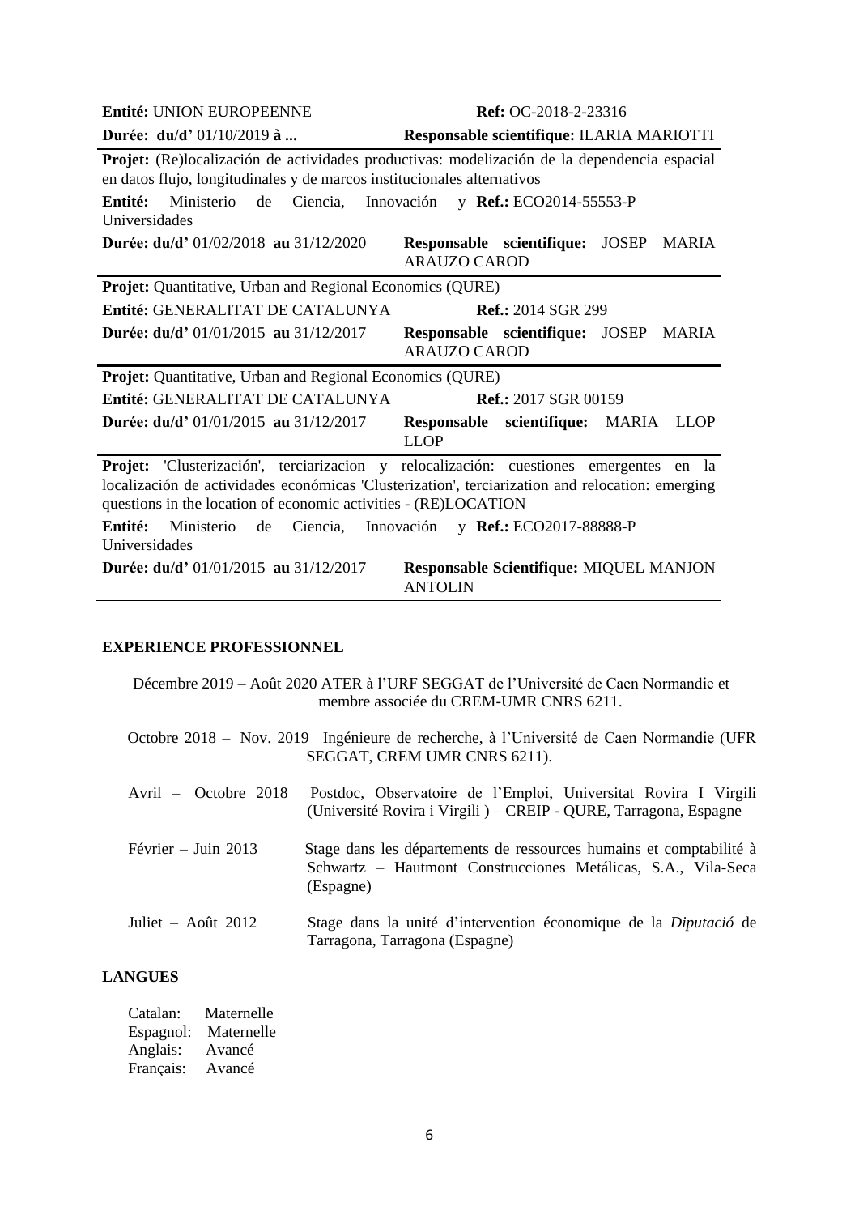| | |
|---|---|
| **Entité:** UNION EUROPEENNE | **Ref:** OC-2018-2-23316 |
| **Durée: du/d'** 01/10/2019 **à ...** | **Responsable scientifique:** ILARIA MARIOTTI |

**Projet:** (Re)localización de actividades productivas: modelización de la dependencia espacial en datos flujo, longitudinales y de marcos institucionales alternativos

| | |
|---|---|
| **Entité:** Ministerio de Ciencia, Innovación y Universidades | **Ref.:** ECO2014-55553-P |
| **Durée: du/d'** 01/02/2018 **au** 31/12/2020 | **Responsable scientifique:** JOSEP MARIA ARAUZO CAROD |

**Projet:** Quantitative, Urban and Regional Economics (QURE)

| | |
|---|---|
| **Entité:** GENERALITAT DE CATALUNYA | **Ref.:** 2014 SGR 299 |
| **Durée: du/d'** 01/01/2015 **au** 31/12/2017 | **Responsable scientifique:** JOSEP MARIA ARAUZO CAROD |

**Projet:** Quantitative, Urban and Regional Economics (QURE)

| | |
|---|---|
| **Entité:** GENERALITAT DE CATALUNYA | **Ref.:** 2017 SGR 00159 |
| **Durée: du/d'** 01/01/2015 **au** 31/12/2017 | **Responsable scientifique:** MARIA LLOP LLOP |

**Projet:** 'Clusterización', terciarizacion y relocalización: cuestiones emergentes en la localización de actividades económicas 'Clusterization', terciarization and relocation: emerging questions in the location of economic activities - (RE)LOCATION

| | |
|---|---|
| **Entité:** Ministerio de Ciencia, Innovación y Universidades | **Ref.:** ECO2017-88888-P |
| **Durée: du/d'** 01/01/2015 **au** 31/12/2017 | **Responsable Scientifique:** MIQUEL MANJON ANTOLIN |

## EXPERIENCE PROFESSIONNEL

Décembre 2019 – Août 2020 ATER à l'URF SEGGAT de l'Université de Caen Normandie et membre associée du CREM-UMR CNRS 6211.

Octobre 2018 – Nov. 2019 Ingénieure de recherche, à l'Université de Caen Normandie (UFR SEGGAT, CREM UMR CNRS 6211).

Avril – Octobre 2018 Postdoc, Observatoire de l'Emploi, Universitat Rovira I Virgili (Université Rovira i Virgili ) – CREIP - QURE, Tarragona, Espagne

Février – Juin 2013 Stage dans les départements de ressources humains et comptabilité à Schwartz – Hautmont Construcciones Metálicas, S.A., Vila-Seca (Espagne)

Juliet – Août 2012 Stage dans la unité d'intervention économique de la *Diputació* de Tarragona, Tarragona (Espagne)

## LANGUES

Catalan: Maternelle
Espagnol: Maternelle
Anglais: Avancé
Français: Avancé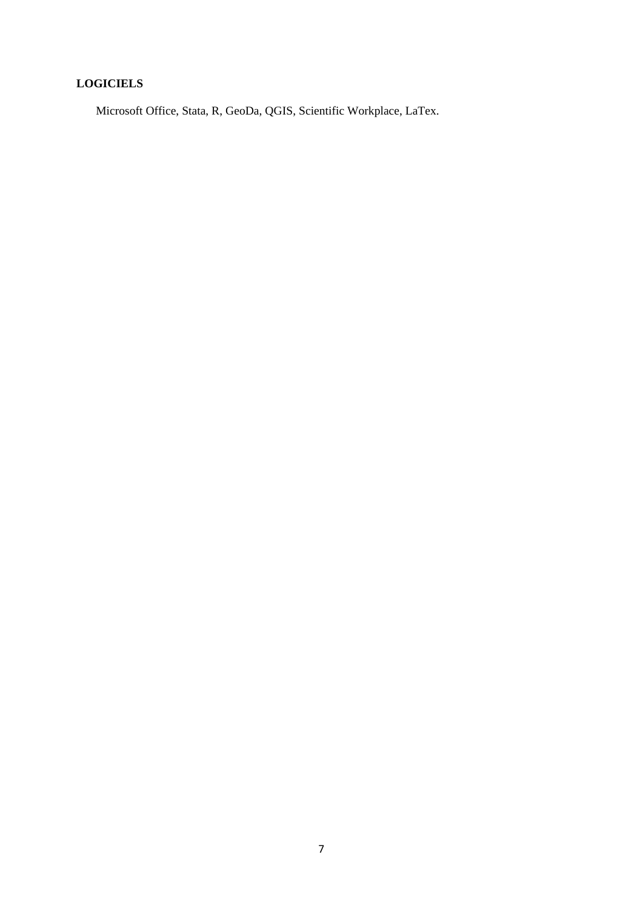**LOGICIELS**

Microsoft Office, Stata, R, GeoDa, QGIS, Scientific Workplace, LaTex.